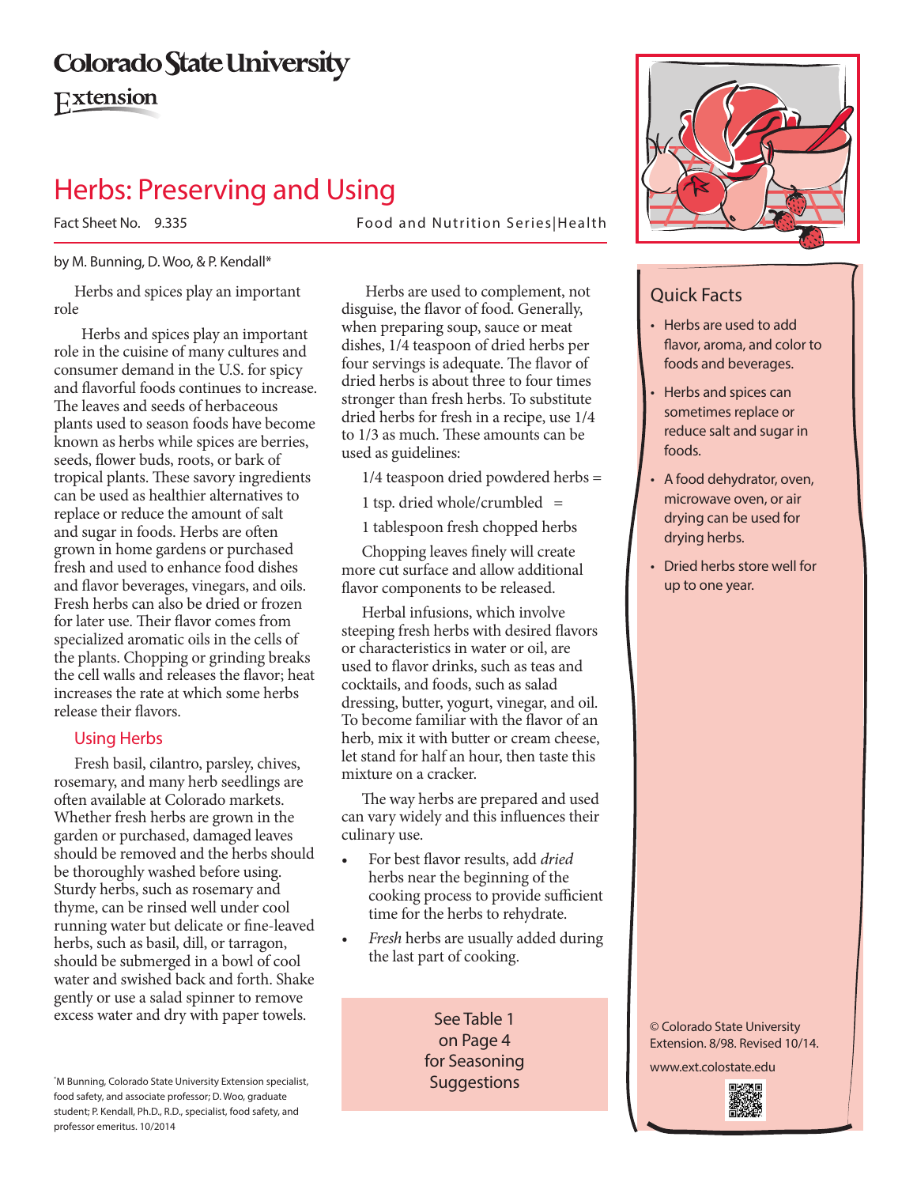Colorado State University

Extension

# Herbs: Preserving and Using

Fact Sheet No. 9.335 Food and Nutrition Series|Health

by M. Bunning, D. Woo, & P. Kendall*

Herbs and spices play an important role

Herbs and spices play an important role in the cuisine of many cultures and consumer demand in the U.S. for spicy and flavorful foods continues to increase. The leaves and seeds of herbaceous plants used to season foods have become known as herbs while spices are berries, seeds, flower buds, roots, or bark of tropical plants. These savory ingredients can be used as healthier alternatives to replace or reduce the amount of salt and sugar in foods. Herbs are often grown in home gardens or purchased fresh and used to enhance food dishes and flavor beverages, vinegars, and oils. Fresh herbs can also be dried or frozen for later use. Their flavor comes from specialized aromatic oils in the cells of the plants. Chopping or grinding breaks the cell walls and releases the flavor; heat increases the rate at which some herbs release their flavors.

## Using Herbs

Fresh basil, cilantro, parsley, chives, rosemary, and many herb seedlings are often available at Colorado markets. Whether fresh herbs are grown in the garden or purchased, damaged leaves should be removed and the herbs should be thoroughly washed before using. Sturdy herbs, such as rosemary and thyme, can be rinsed well under cool running water but delicate or fine-leaved herbs, such as basil, dill, or tarragon, should be submerged in a bowl of cool water and swished back and forth. Shake gently or use a salad spinner to remove excess water and dry with paper towels.

Herbs are used to complement, not disguise, the flavor of food. Generally, when preparing soup, sauce or meat dishes, 1/4 teaspoon of dried herbs per four servings is adequate. The flavor of dried herbs is about three to four times stronger than fresh herbs. To substitute dried herbs for fresh in a recipe, use 1/4 to 1/3 as much. These amounts can be used as guidelines:

1/4 teaspoon dried powdered herbs =

1 tsp. dried whole/crumbled =

1 tablespoon fresh chopped herbs

Chopping leaves finely will create more cut surface and allow additional flavor components to be released.

Herbal infusions, which involve steeping fresh herbs with desired flavors or characteristics in water or oil, are used to flavor drinks, such as teas and cocktails, and foods, such as salad dressing, butter, yogurt, vinegar, and oil. To become familiar with the flavor of an herb, mix it with butter or cream cheese, let stand for half an hour, then taste this mixture on a cracker.

The way herbs are prepared and used can vary widely and this influences their culinary use.

- For best flavor results, add *dried* herbs near the beginning of the cooking process to provide sufficient time for the herbs to rehydrate.
- *Fresh* herbs are usually added during the last part of cooking.

See Table 1 on Page 4 for Seasoning Suggestions

## Quick Facts

- Herbs are used to add flavor, aroma, and color to foods and beverages.
- Herbs and spices can sometimes replace or reduce salt and sugar in foods.
- A food dehydrator, oven, microwave oven, or air drying can be used for drying herbs.
- Dried herbs store well for up to one year.

© Colorado State University Extension. 8/98. Revised 10/14.

www.ext.colostate.edu

*M Bunning, Colorado State University Extension specialist, food safety, and associate professor; D. Woo, graduate student; P. Kendall, Ph.D., R.D., specialist, food safety, and professor emeritus. 10/2014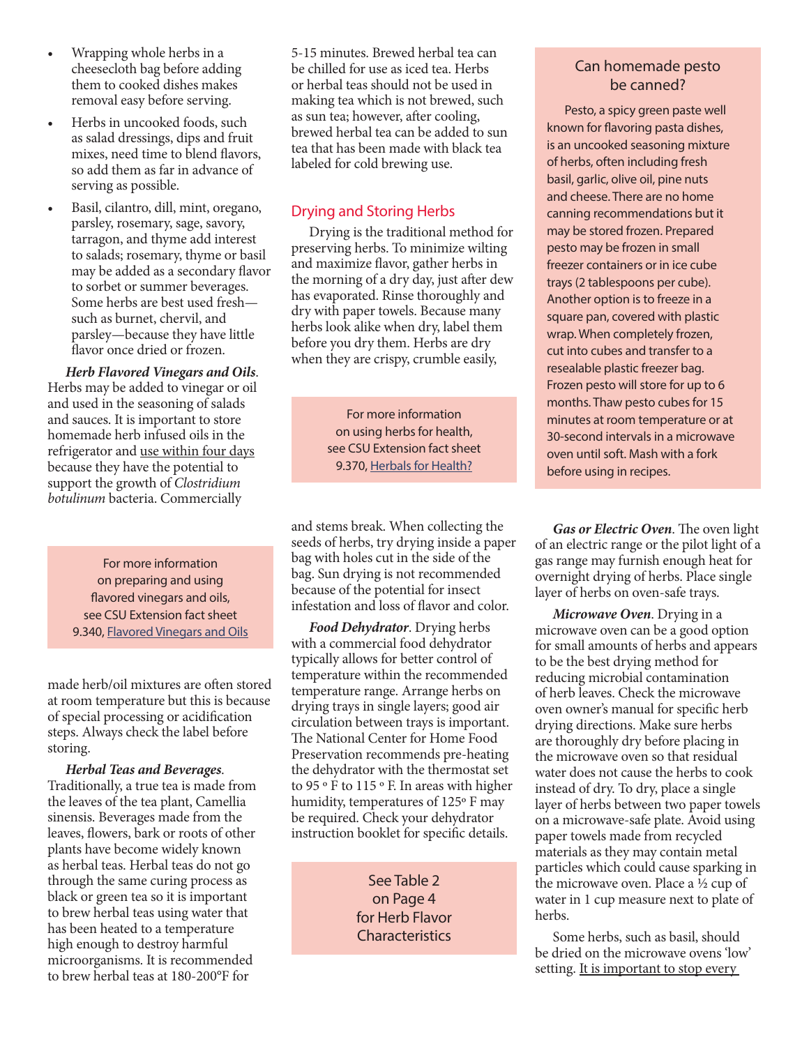- Wrapping whole herbs in a cheesecloth bag before adding them to cooked dishes makes removal easy before serving.
- Herbs in uncooked foods, such as salad dressings, dips and fruit mixes, need time to blend flavors, so add them as far in advance of serving as possible.
- Basil, cilantro, dill, mint, oregano, parsley, rosemary, sage, savory, tarragon, and thyme add interest to salads; rosemary, thyme or basil may be added as a secondary flavor to sorbet or summer beverages. Some herbs are best used fresh—such as burnet, chervil, and parsley—because they have little flavor once dried or frozen.

***Herb Flavored Vinegars and Oils***. Herbs may be added to vinegar or oil and used in the seasoning of salads and sauces. It is important to store homemade herb infused oils in the refrigerator and use within four days because they have the potential to support the growth of *Clostridium botulinum* bacteria. Commercially made herb/oil mixtures are often stored at room temperature but this is because of special processing or acidification steps. Always check the label before storing.

> For more information on preparing and using flavored vinegars and oils, see CSU Extension fact sheet 9.340, Flavored Vinegars and Oils

***Herbal Teas and Beverages***. Traditionally, a true tea is made from the leaves of the tea plant, Camellia sinensis. Beverages made from the leaves, flowers, bark or roots of other plants have become widely known as herbal teas. Herbal teas do not go through the same curing process as black or green tea so it is important to brew herbal teas using water that has been heated to a temperature high enough to destroy harmful microorganisms. It is recommended to brew herbal teas at 180-200°F for 5-15 minutes. Brewed herbal tea can be chilled for use as iced tea. Herbs or herbal teas should not be used in making tea which is not brewed, such as sun tea; however, after cooling, brewed herbal tea can be added to sun tea that has been made with black tea labeled for cold brewing use.

## Drying and Storing Herbs

Drying is the traditional method for preserving herbs. To minimize wilting and maximize flavor, gather herbs in the morning of a dry day, just after dew has evaporated. Rinse thoroughly and dry with paper towels. Because many herbs look alike when dry, label them before you dry them. Herbs are dry when they are crispy, crumble easily, and stems break. When collecting the seeds of herbs, try drying inside a paper bag with holes cut in the side of the bag. Sun drying is not recommended because of the potential for insect infestation and loss of flavor and color.

> For more information on using herbs for health, see CSU Extension fact sheet 9.370, Herbals for Health?

***Food Dehydrator***. Drying herbs with a commercial food dehydrator typically allows for better control of temperature within the recommended temperature range. Arrange herbs on drying trays in single layers; good air circulation between trays is important. The National Center for Home Food Preservation recommends pre-heating the dehydrator with the thermostat set to 95 ° F to 115 ° F. In areas with higher humidity, temperatures of 125° F may be required. Check your dehydrator instruction booklet for specific details.

> See Table 2 on Page 4 for Herb Flavor Characteristics

> ### Can homemade pesto be canned?
>
> Pesto, a spicy green paste well known for flavoring pasta dishes, is an uncooked seasoning mixture of herbs, often including fresh basil, garlic, olive oil, pine nuts and cheese. There are no home canning recommendations but it may be stored frozen. Prepared pesto may be frozen in small freezer containers or in ice cube trays (2 tablespoons per cube). Another option is to freeze in a square pan, covered with plastic wrap. When completely frozen, cut into cubes and transfer to a resealable plastic freezer bag. Frozen pesto will store for up to 6 months. Thaw pesto cubes for 15 minutes at room temperature or at 30-second intervals in a microwave oven until soft. Mash with a fork before using in recipes.

***Gas or Electric Oven***. The oven light of an electric range or the pilot light of a gas range may furnish enough heat for overnight drying of herbs. Place single layer of herbs on oven-safe trays.

***Microwave Oven***. Drying in a microwave oven can be a good option for small amounts of herbs and appears to be the best drying method for reducing microbial contamination of herb leaves. Check the microwave oven owner's manual for specific herb drying directions. Make sure herbs are thoroughly dry before placing in the microwave oven so that residual water does not cause the herbs to cook instead of dry. To dry, place a single layer of herbs between two paper towels on a microwave-safe plate. Avoid using paper towels made from recycled materials as they may contain metal particles which could cause sparking in the microwave oven. Place a ½ cup of water in 1 cup measure next to plate of herbs.

Some herbs, such as basil, should be dried on the microwave ovens 'low' setting. It is important to stop every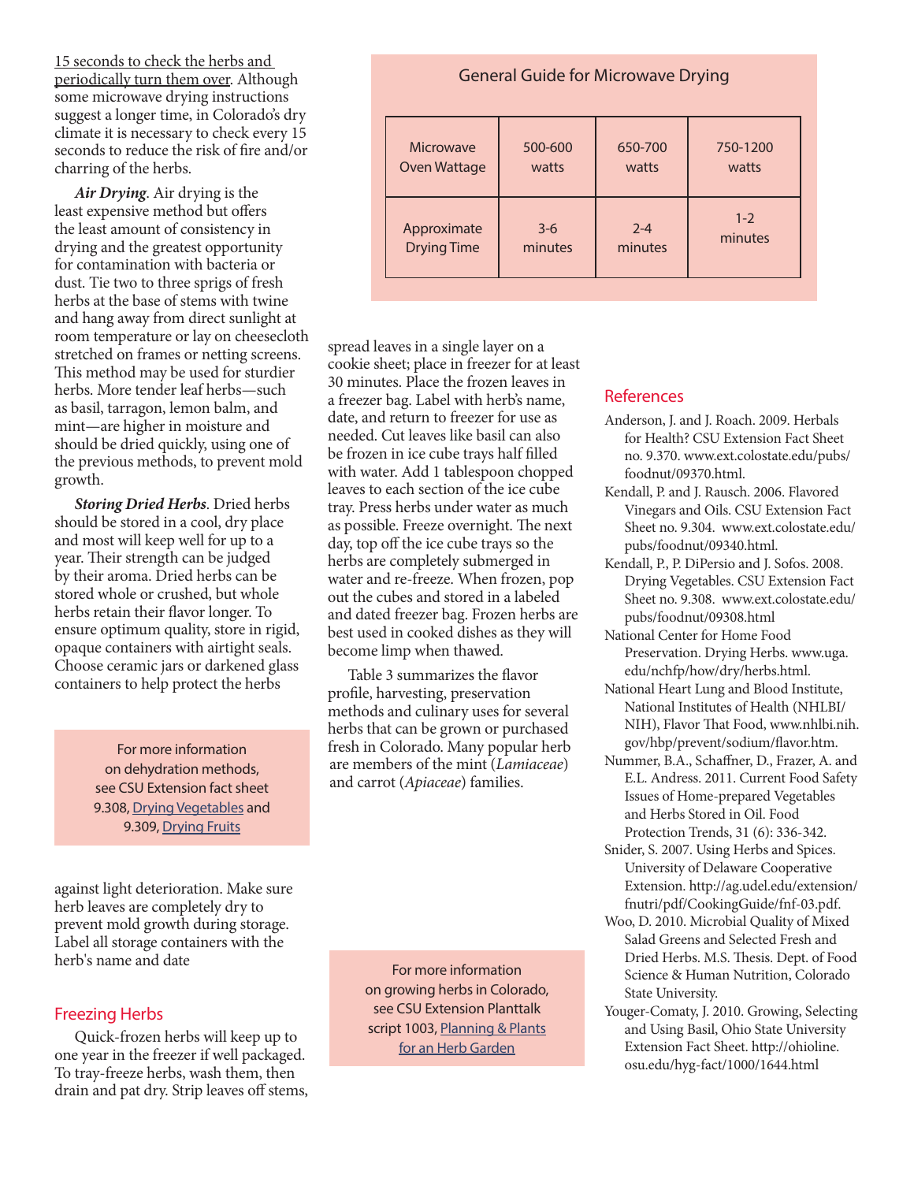15 seconds to check the herbs and periodically turn them over. Although some microwave drying instructions suggest a longer time, in Colorado's dry climate it is necessary to check every 15 seconds to reduce the risk of fire and/or charring of the herbs.

***Air Drying***. Air drying is the least expensive method but offers the least amount of consistency in drying and the greatest opportunity for contamination with bacteria or dust. Tie two to three sprigs of fresh herbs at the base of stems with twine and hang away from direct sunlight at room temperature or lay on cheesecloth stretched on frames or netting screens. This method may be used for sturdier herbs. More tender leaf herbs—such as basil, tarragon, lemon balm, and mint—are higher in moisture and should be dried quickly, using one of the previous methods, to prevent mold growth.

***Storing Dried Herbs***. Dried herbs should be stored in a cool, dry place and most will keep well for up to a year. Their strength can be judged by their aroma. Dried herbs can be stored whole or crushed, but whole herbs retain their flavor longer. To ensure optimum quality, store in rigid, opaque containers with airtight seals. Choose ceramic jars or darkened glass containers to help protect the herbs against light deterioration. Make sure herb leaves are completely dry to prevent mold growth during storage. Label all storage containers with the herb's name and date

For more information on dehydration methods, see CSU Extension fact sheet 9.308, Drying Vegetables and 9.309, Drying Fruits

General Guide for Microwave Drying

| Microwave Oven Wattage | 500-600 watts | 650-700 watts | 750-1200 watts |
|---|---|---|---|
| Approximate Drying Time | 3-6 minutes | 2-4 minutes | 1-2 minutes |

## Freezing Herbs

Quick-frozen herbs will keep up to one year in the freezer if well packaged. To tray-freeze herbs, wash them, then drain and pat dry. Strip leaves off stems, spread leaves in a single layer on a cookie sheet; place in freezer for at least 30 minutes. Place the frozen leaves in a freezer bag. Label with herb's name, date, and return to freezer for use as needed. Cut leaves like basil can also be frozen in ice cube trays half filled with water. Add 1 tablespoon chopped leaves to each section of the ice cube tray. Press herbs under water as much as possible. Freeze overnight. The next day, top off the ice cube trays so the herbs are completely submerged in water and re-freeze. When frozen, pop out the cubes and stored in a labeled and dated freezer bag. Frozen herbs are best used in cooked dishes as they will become limp when thawed.

Table 3 summarizes the flavor profile, harvesting, preservation methods and culinary uses for several herbs that can be grown or purchased fresh in Colorado. Many popular herb are members of the mint (*Lamiaceae*) and carrot (*Apiaceae*) families.

For more information on growing herbs in Colorado, see CSU Extension Planttalk script 1003, Planning & Plants for an Herb Garden

## References

Anderson, J. and J. Roach. 2009. Herbals for Health? CSU Extension Fact Sheet no. 9.370. www.ext.colostate.edu/pubs/foodnut/09370.html.

Kendall, P. and J. Rausch. 2006. Flavored Vinegars and Oils. CSU Extension Fact Sheet no. 9.304. www.ext.colostate.edu/pubs/foodnut/09340.html.

Kendall, P., P. DiPersio and J. Sofos. 2008. Drying Vegetables. CSU Extension Fact Sheet no. 9.308. www.ext.colostate.edu/pubs/foodnut/09308.html

National Center for Home Food Preservation. Drying Herbs. www.uga.edu/nchfp/how/dry/herbs.html.

National Heart Lung and Blood Institute, National Institutes of Health (NHLBI/NIH), Flavor That Food, www.nhlbi.nih.gov/hbp/prevent/sodium/flavor.htm.

Nummer, B.A., Schaffner, D., Frazer, A. and E.L. Andress. 2011. Current Food Safety Issues of Home-prepared Vegetables and Herbs Stored in Oil. Food Protection Trends, 31 (6): 336-342.

Snider, S. 2007. Using Herbs and Spices. University of Delaware Cooperative Extension. http://ag.udel.edu/extension/fnutri/pdf/CookingGuide/fnf-03.pdf.

Woo, D. 2010. Microbial Quality of Mixed Salad Greens and Selected Fresh and Dried Herbs. M.S. Thesis. Dept. of Food Science & Human Nutrition, Colorado State University.

Youger-Comaty, J. 2010. Growing, Selecting and Using Basil, Ohio State University Extension Fact Sheet. http://ohioline.osu.edu/hyg-fact/1000/1644.html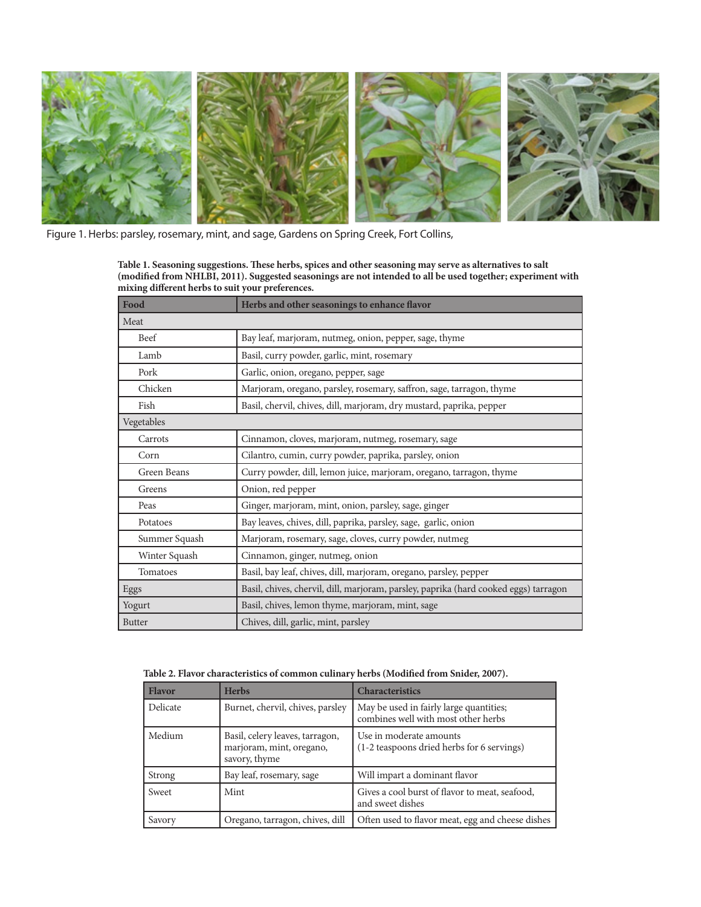Figure 1. Herbs: parsley, rosemary, mint, and sage, Gardens on Spring Creek, Fort Collins,

**Table 1. Seasoning suggestions. These herbs, spices and other seasoning may serve as alternatives to salt (modified from NHLBI, 2011). Suggested seasonings are not intended to all be used together; experiment with mixing different herbs to suit your preferences.**

| Food | Herbs and other seasonings to enhance flavor |
|---|---|
| Meat | |
| Beef | Bay leaf, marjoram, nutmeg, onion, pepper, sage, thyme |
| Lamb | Basil, curry powder, garlic, mint, rosemary |
| Pork | Garlic, onion, oregano, pepper, sage |
| Chicken | Marjoram, oregano, parsley, rosemary, saffron, sage, tarragon, thyme |
| Fish | Basil, chervil, chives, dill, marjoram, dry mustard, paprika, pepper |
| Vegetables | |
| Carrots | Cinnamon, cloves, marjoram, nutmeg, rosemary, sage |
| Corn | Cilantro, cumin, curry powder, paprika, parsley, onion |
| Green Beans | Curry powder, dill, lemon juice, marjoram, oregano, tarragon, thyme |
| Greens | Onion, red pepper |
| Peas | Ginger, marjoram, mint, onion, parsley, sage, ginger |
| Potatoes | Bay leaves, chives, dill, paprika, parsley, sage, garlic, onion |
| Summer Squash | Marjoram, rosemary, sage, cloves, curry powder, nutmeg |
| Winter Squash | Cinnamon, ginger, nutmeg, onion |
| Tomatoes | Basil, bay leaf, chives, dill, marjoram, oregano, parsley, pepper |
| Eggs | Basil, chives, chervil, dill, marjoram, parsley, paprika (hard cooked eggs) tarragon |
| Yogurt | Basil, chives, lemon thyme, marjoram, mint, sage |
| Butter | Chives, dill, garlic, mint, parsley |

**Table 2. Flavor characteristics of common culinary herbs (Modified from Snider, 2007).**

| Flavor | Herbs | Characteristics |
|---|---|---|
| Delicate | Burnet, chervil, chives, parsley | May be used in fairly large quantities; combines well with most other herbs |
| Medium | Basil, celery leaves, tarragon, marjoram, mint, oregano, savory, thyme | Use in moderate amounts (1-2 teaspoons dried herbs for 6 servings) |
| Strong | Bay leaf, rosemary, sage | Will impart a dominant flavor |
| Sweet | Mint | Gives a cool burst of flavor to meat, seafood, and sweet dishes |
| Savory | Oregano, tarragon, chives, dill | Often used to flavor meat, egg and cheese dishes |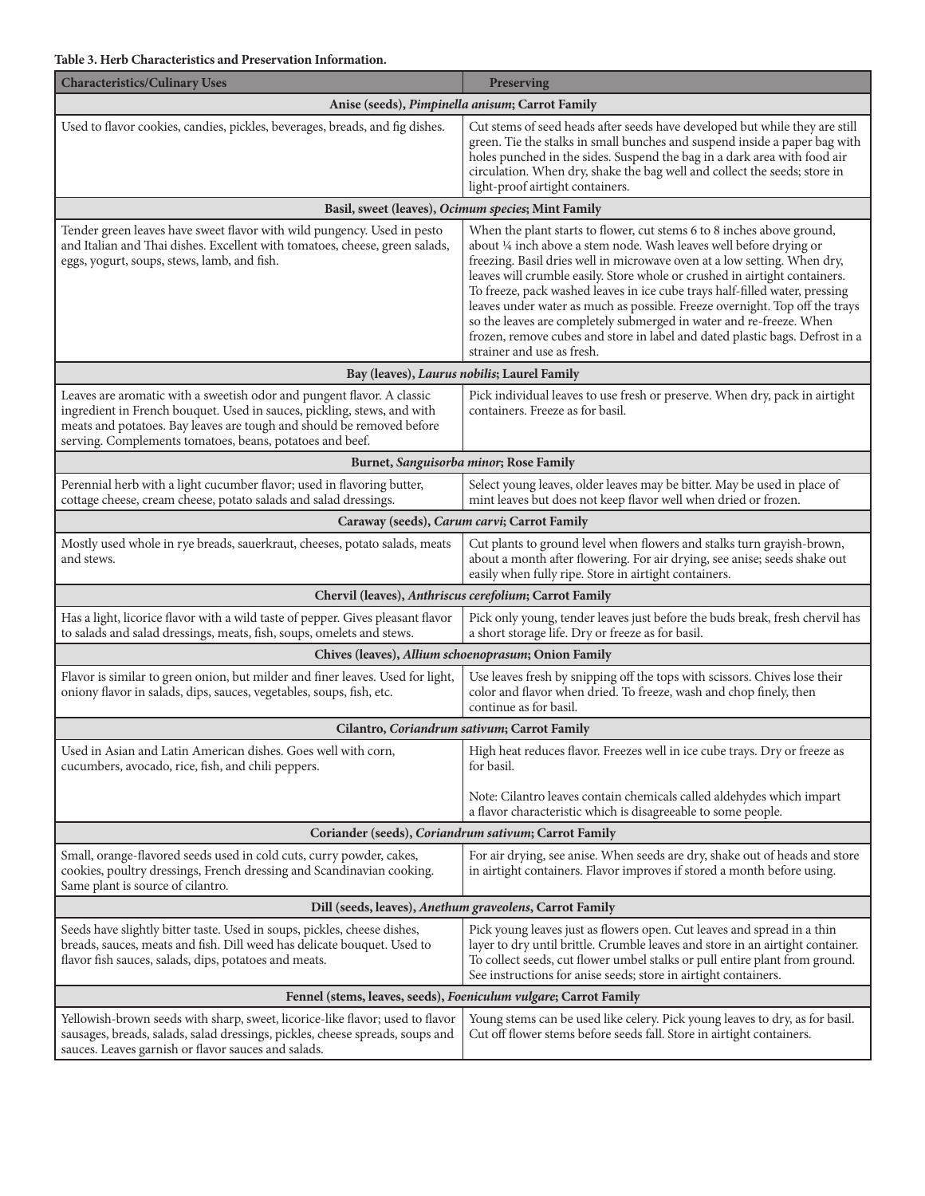**Table 3. Herb Characteristics and Preservation Information.**

| Characteristics/Culinary Uses | Preserving |
|---|---|
| **Anise (seeds), *Pimpinella anisum*; Carrot Family** | |
| Used to flavor cookies, candies, pickles, beverages, breads, and fig dishes. | Cut stems of seed heads after seeds have developed but while they are still green. Tie the stalks in small bunches and suspend inside a paper bag with holes punched in the sides. Suspend the bag in a dark area with food air circulation. When dry, shake the bag well and collect the seeds; store in light-proof airtight containers. |
| **Basil, sweet (leaves), *Ocimum species*; Mint Family** | |
| Tender green leaves have sweet flavor with wild pungency. Used in pesto and Italian and Thai dishes. Excellent with tomatoes, cheese, green salads, eggs, yogurt, soups, stews, lamb, and fish. | When the plant starts to flower, cut stems 6 to 8 inches above ground, about ¼ inch above a stem node. Wash leaves well before drying or freezing. Basil dries well in microwave oven at a low setting. When dry, leaves will crumble easily. Store whole or crushed in airtight containers. To freeze, pack washed leaves in ice cube trays half-filled water, pressing leaves under water as much as possible. Freeze overnight. Top off the trays so the leaves are completely submerged in water and re-freeze. When frozen, remove cubes and store in label and dated plastic bags. Defrost in a strainer and use as fresh. |
| **Bay (leaves), *Laurus nobilis*; Laurel Family** | |
| Leaves are aromatic with a sweetish odor and pungent flavor. A classic ingredient in French bouquet. Used in sauces, pickling, stews, and with meats and potatoes. Bay leaves are tough and should be removed before serving. Complements tomatoes, beans, potatoes and beef. | Pick individual leaves to use fresh or preserve. When dry, pack in airtight containers. Freeze as for basil. |
| **Burnet, *Sanguisorba minor*; Rose Family** | |
| Perennial herb with a light cucumber flavor; used in flavoring butter, cottage cheese, cream cheese, potato salads and salad dressings. | Select young leaves, older leaves may be bitter. May be used in place of mint leaves but does not keep flavor well when dried or frozen. |
| **Caraway (seeds), *Carum carvi*; Carrot Family** | |
| Mostly used whole in rye breads, sauerkraut, cheeses, potato salads, meats and stews. | Cut plants to ground level when flowers and stalks turn grayish-brown, about a month after flowering. For air drying, see anise; seeds shake out easily when fully ripe. Store in airtight containers. |
| **Chervil (leaves), *Anthriscus cerefolium*; Carrot Family** | |
| Has a light, licorice flavor with a wild taste of pepper. Gives pleasant flavor to salads and salad dressings, meats, fish, soups, omelets and stews. | Pick only young, tender leaves just before the buds break, fresh chervil has a short storage life. Dry or freeze as for basil. |
| **Chives (leaves), *Allium schoenoprasum*; Onion Family** | |
| Flavor is similar to green onion, but milder and finer leaves. Used for light, oniony flavor in salads, dips, sauces, vegetables, soups, fish, etc. | Use leaves fresh by snipping off the tops with scissors. Chives lose their color and flavor when dried. To freeze, wash and chop finely, then continue as for basil. |
| **Cilantro, *Coriandrum sativum*; Carrot Family** | |
| Used in Asian and Latin American dishes. Goes well with corn, cucumbers, avocado, rice, fish, and chili peppers. | High heat reduces flavor. Freezes well in ice cube trays. Dry or freeze as for basil.<br><br>Note: Cilantro leaves contain chemicals called aldehydes which impart a flavor characteristic which is disagreeable to some people. |
| **Coriander (seeds), *Coriandrum sativum*; Carrot Family** | |
| Small, orange-flavored seeds used in cold cuts, curry powder, cakes, cookies, poultry dressings, French dressing and Scandinavian cooking. Same plant is source of cilantro. | For air drying, see anise. When seeds are dry, shake out of heads and store in airtight containers. Flavor improves if stored a month before using. |
| **Dill (seeds, leaves), *Anethum graveolens*, Carrot Family** | |
| Seeds have slightly bitter taste. Used in soups, pickles, cheese dishes, breads, sauces, meats and fish. Dill weed has delicate bouquet. Used to flavor fish sauces, salads, dips, potatoes and meats. | Pick young leaves just as flowers open. Cut leaves and spread in a thin layer to dry until brittle. Crumble leaves and store in an airtight container. To collect seeds, cut flower umbel stalks or pull entire plant from ground. See instructions for anise seeds; store in airtight containers. |
| **Fennel (stems, leaves, seeds), *Foeniculum vulgare*; Carrot Family** | |
| Yellowish-brown seeds with sharp, sweet, licorice-like flavor; used to flavor sausages, breads, salads, salad dressings, pickles, cheese spreads, soups and sauces. Leaves garnish or flavor sauces and salads. | Young stems can be used like celery. Pick young leaves to dry, as for basil. Cut off flower stems before seeds fall. Store in airtight containers. |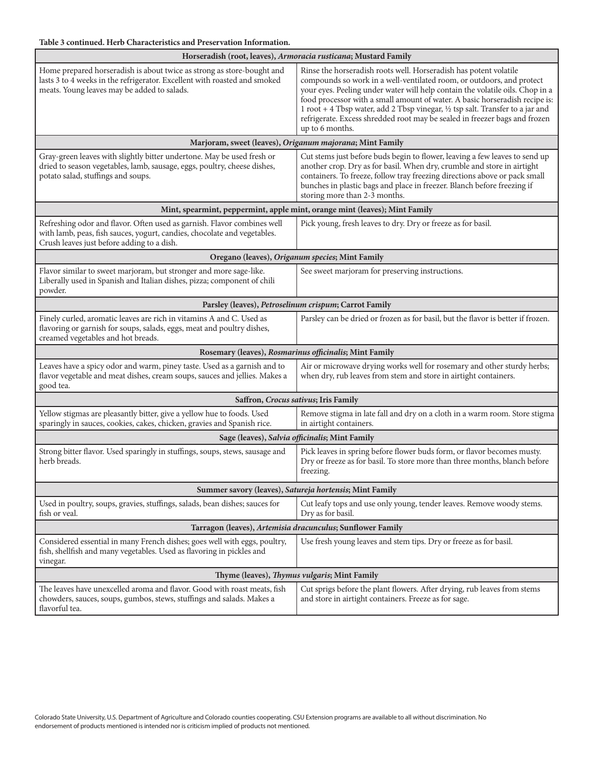**Table 3 continued. Herb Characteristics and Preservation Information.**

| | |
|---|---|
| **Horseradish (root, leaves), *Armoracia rusticana*; Mustard Family** | |
| Home prepared horseradish is about twice as strong as store-bought and lasts 3 to 4 weeks in the refrigerator. Excellent with roasted and smoked meats. Young leaves may be added to salads. | Rinse the horseradish roots well. Horseradish has potent volatile compounds so work in a well-ventilated room, or outdoors, and protect your eyes. Peeling under water will help contain the volatile oils. Chop in a food processor with a small amount of water. A basic horseradish recipe is: 1 root + 4 Tbsp water, add 2 Tbsp vinegar, ½ tsp salt. Transfer to a jar and refrigerate. Excess shredded root may be sealed in freezer bags and frozen up to 6 months. |
| **Marjoram, sweet (leaves), *Origanum majorana*; Mint Family** | |
| Gray-green leaves with slightly bitter undertone. May be used fresh or dried to season vegetables, lamb, sausage, eggs, poultry, cheese dishes, potato salad, stuffings and soups. | Cut stems just before buds begin to flower, leaving a few leaves to send up another crop. Dry as for basil. When dry, crumble and store in airtight containers. To freeze, follow tray freezing directions above or pack small bunches in plastic bags and place in freezer. Blanch before freezing if storing more than 2-3 months. |
| **Mint, spearmint, peppermint, apple mint, orange mint (leaves); Mint Family** | |
| Refreshing odor and flavor. Often used as garnish. Flavor combines well with lamb, peas, fish sauces, yogurt, candies, chocolate and vegetables. Crush leaves just before adding to a dish. | Pick young, fresh leaves to dry. Dry or freeze as for basil. |
| **Oregano (leaves), *Origanum species*; Mint Family** | |
| Flavor similar to sweet marjoram, but stronger and more sage-like. Liberally used in Spanish and Italian dishes, pizza; component of chili powder. | See sweet marjoram for preserving instructions. |
| **Parsley (leaves), *Petroselinum crispum*; Carrot Family** | |
| Finely curled, aromatic leaves are rich in vitamins A and C. Used as flavoring or garnish for soups, salads, eggs, meat and poultry dishes, creamed vegetables and hot breads. | Parsley can be dried or frozen as for basil, but the flavor is better if frozen. |
| **Rosemary (leaves), *Rosmarinus officinalis*; Mint Family** | |
| Leaves have a spicy odor and warm, piney taste. Used as a garnish and to flavor vegetable and meat dishes, cream soups, sauces and jellies. Makes a good tea. | Air or microwave drying works well for rosemary and other sturdy herbs; when dry, rub leaves from stem and store in airtight containers. |
| **Saffron, *Crocus sativus*; Iris Family** | |
| Yellow stigmas are pleasantly bitter, give a yellow hue to foods. Used sparingly in sauces, cookies, cakes, chicken, gravies and Spanish rice. | Remove stigma in late fall and dry on a cloth in a warm room. Store stigma in airtight containers. |
| **Sage (leaves), *Salvia officinalis*; Mint Family** | |
| Strong bitter flavor. Used sparingly in stuffings, soups, stews, sausage and herb breads. | Pick leaves in spring before flower buds form, or flavor becomes musty. Dry or freeze as for basil. To store more than three months, blanch before freezing. |
| **Summer savory (leaves), *Satureja hortensis*; Mint Family** | |
| Used in poultry, soups, gravies, stuffings, salads, bean dishes; sauces for fish or veal. | Cut leafy tops and use only young, tender leaves. Remove woody stems. Dry as for basil. |
| **Tarragon (leaves), *Artemisia dracunculus*; Sunflower Family** | |
| Considered essential in many French dishes; goes well with eggs, poultry, fish, shellfish and many vegetables. Used as flavoring in pickles and vinegar. | Use fresh young leaves and stem tips. Dry or freeze as for basil. |
| **Thyme (leaves), *Thymus vulgaris*; Mint Family** | |
| The leaves have unexcelled aroma and flavor. Good with roast meats, fish chowders, sauces, soups, gumbos, stews, stuffings and salads. Makes a flavorful tea. | Cut sprigs before the plant flowers. After drying, rub leaves from stems and store in airtight containers. Freeze as for sage. |

Colorado State University, U.S. Department of Agriculture and Colorado counties cooperating. CSU Extension programs are available to all without discrimination. No endorsement of products mentioned is intended nor is criticism implied of products not mentioned.